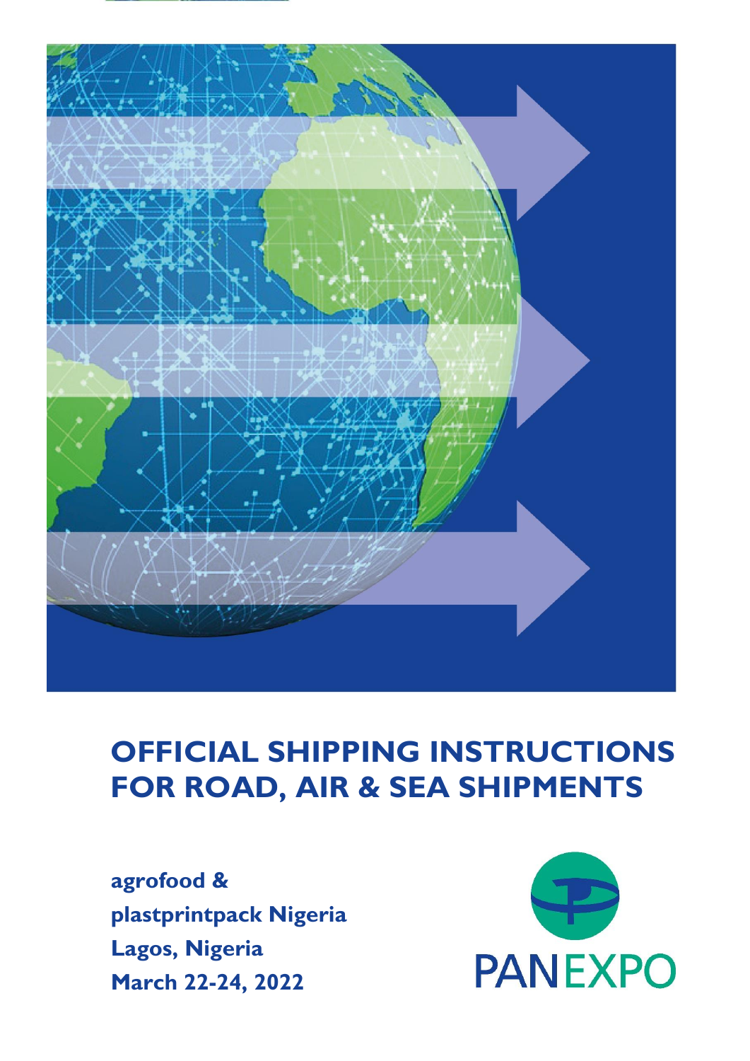# OFFICIAL SHIPPING INSTRUCTIONS FOR ROAD, AIR & SEA SHIPMENTS

**agrofood &**
**plastprintpack Nigeria**
**Lagos, Nigeria**
**March 22-24, 2022**

PANEXPO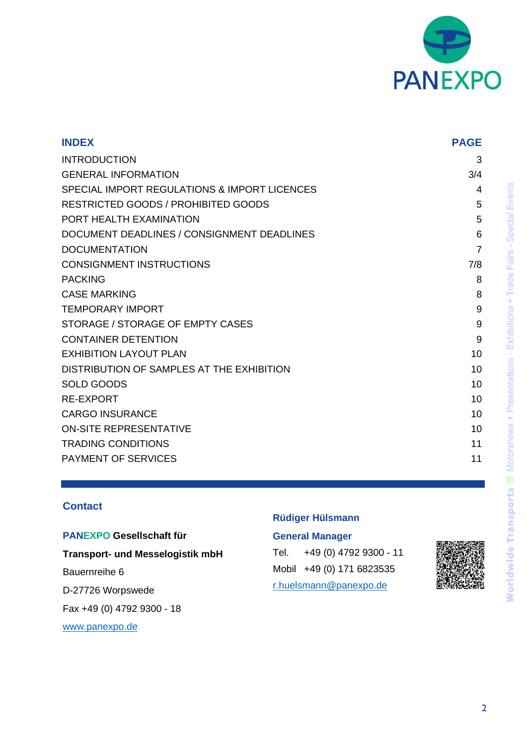PANEXPO

| INDEX | PAGE |
| --- | --- |
| INTRODUCTION | 3 |
| GENERAL INFORMATION | 3/4 |
| SPECIAL IMPORT REGULATIONS & IMPORT LICENCES | 4 |
| RESTRICTED GOODS / PROHIBITED GOODS | 5 |
| PORT HEALTH EXAMINATION | 5 |
| DOCUMENT DEADLINES / CONSIGNMENT DEADLINES | 6 |
| DOCUMENTATION | 7 |
| CONSIGNMENT INSTRUCTIONS | 7/8 |
| PACKING | 8 |
| CASE MARKING | 8 |
| TEMPORARY IMPORT | 9 |
| STORAGE / STORAGE OF EMPTY CASES | 9 |
| CONTAINER DETENTION | 9 |
| EXHIBITION LAYOUT PLAN | 10 |
| DISTRIBUTION OF SAMPLES AT THE EXHIBITION | 10 |
| SOLD GOODS | 10 |
| RE-EXPORT | 10 |
| CARGO INSURANCE | 10 |
| ON-SITE REPRESENTATIVE | 10 |
| TRADING CONDITIONS | 11 |
| PAYMENT OF SERVICES | 11 |

Worldwide Transports · Motorshows + Presentations · Exhibitions + Trade Fairs · Special Events

## Contact

**PANEXPO Gesellschaft für**

**Transport- und Messelogistik mbH**

Bauernreihe 6

D-27726 Worpswede

Fax +49 (0) 4792 9300 - 18

www.panexpo.de

**Rüdiger Hülsmann**

**General Manager**

Tel. +49 (0) 4792 9300 - 11

Mobil +49 (0) 171 6823535

r.huelsmann@panexpo.de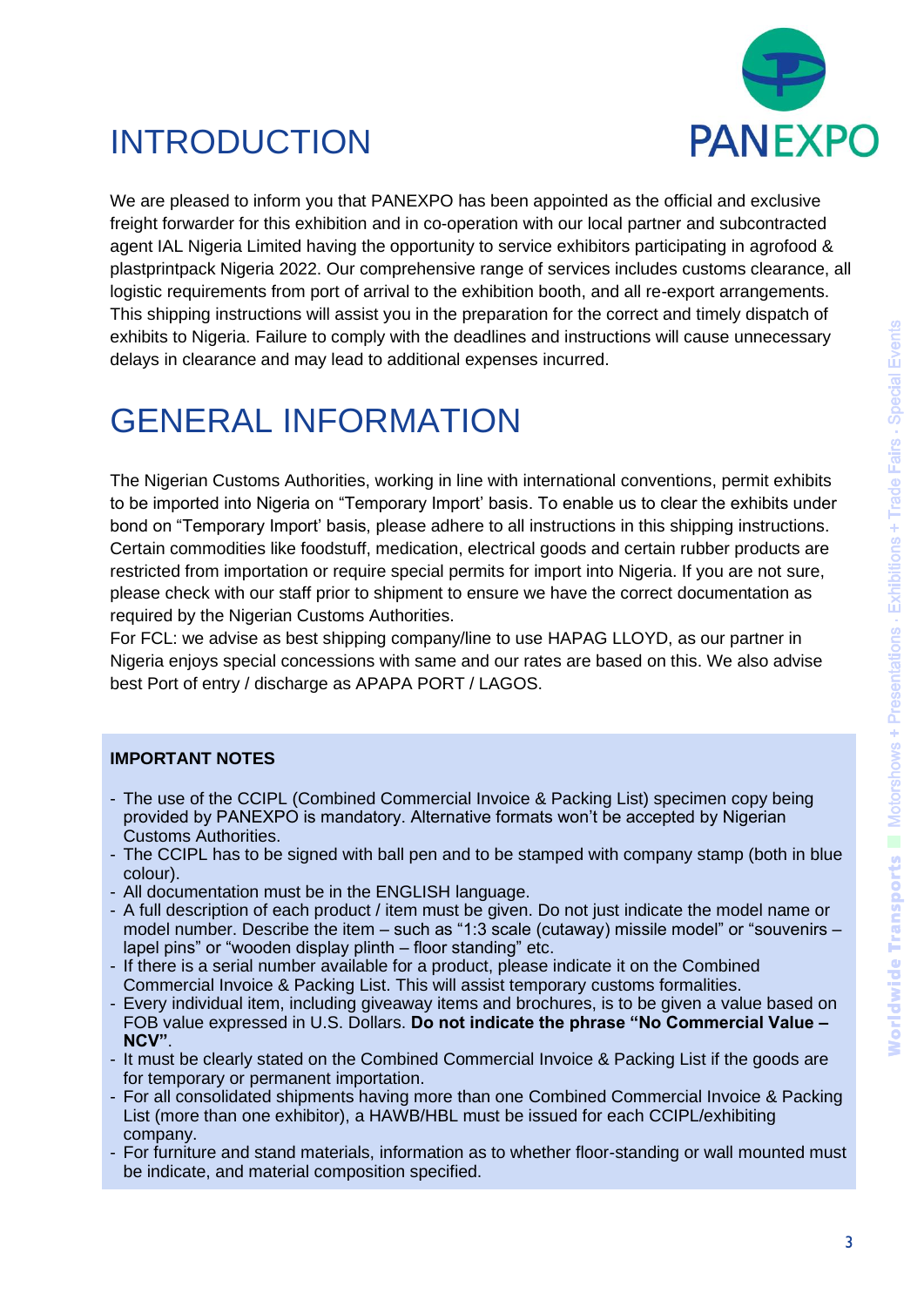# INTRODUCTION

We are pleased to inform you that PANEXPO has been appointed as the official and exclusive freight forwarder for this exhibition and in co-operation with our local partner and subcontracted agent IAL Nigeria Limited having the opportunity to service exhibitors participating in agrofood & plastprintpack Nigeria 2022. Our comprehensive range of services includes customs clearance, all logistic requirements from port of arrival to the exhibition booth, and all re-export arrangements. This shipping instructions will assist you in the preparation for the correct and timely dispatch of exhibits to Nigeria. Failure to comply with the deadlines and instructions will cause unnecessary delays in clearance and may lead to additional expenses incurred.

# GENERAL INFORMATION

The Nigerian Customs Authorities, working in line with international conventions, permit exhibits to be imported into Nigeria on "Temporary Import' basis. To enable us to clear the exhibits under bond on "Temporary Import' basis, please adhere to all instructions in this shipping instructions. Certain commodities like foodstuff, medication, electrical goods and certain rubber products are restricted from importation or require special permits for import into Nigeria. If you are not sure, please check with our staff prior to shipment to ensure we have the correct documentation as required by the Nigerian Customs Authorities.
For FCL: we advise as best shipping company/line to use HAPAG LLOYD, as our partner in Nigeria enjoys special concessions with same and our rates are based on this. We also advise best Port of entry / discharge as APAPA PORT / LAGOS.

**IMPORTANT NOTES**

- The use of the CCIPL (Combined Commercial Invoice & Packing List) specimen copy being provided by PANEXPO is mandatory. Alternative formats won't be accepted by Nigerian Customs Authorities.
- The CCIPL has to be signed with ball pen and to be stamped with company stamp (both in blue colour).
- All documentation must be in the ENGLISH language.
- A full description of each product / item must be given. Do not just indicate the model name or model number. Describe the item – such as "1:3 scale (cutaway) missile model" or "souvenirs – lapel pins" or "wooden display plinth – floor standing" etc.
- If there is a serial number available for a product, please indicate it on the Combined Commercial Invoice & Packing List. This will assist temporary customs formalities.
- Every individual item, including giveaway items and brochures, is to be given a value based on FOB value expressed in U.S. Dollars. **Do not indicate the phrase "No Commercial Value – NCV"**.
- It must be clearly stated on the Combined Commercial Invoice & Packing List if the goods are for temporary or permanent importation.
- For all consolidated shipments having more than one Combined Commercial Invoice & Packing List (more than one exhibitor), a HAWB/HBL must be issued for each CCIPL/exhibiting company.
- For furniture and stand materials, information as to whether floor-standing or wall mounted must be indicate, and material composition specified.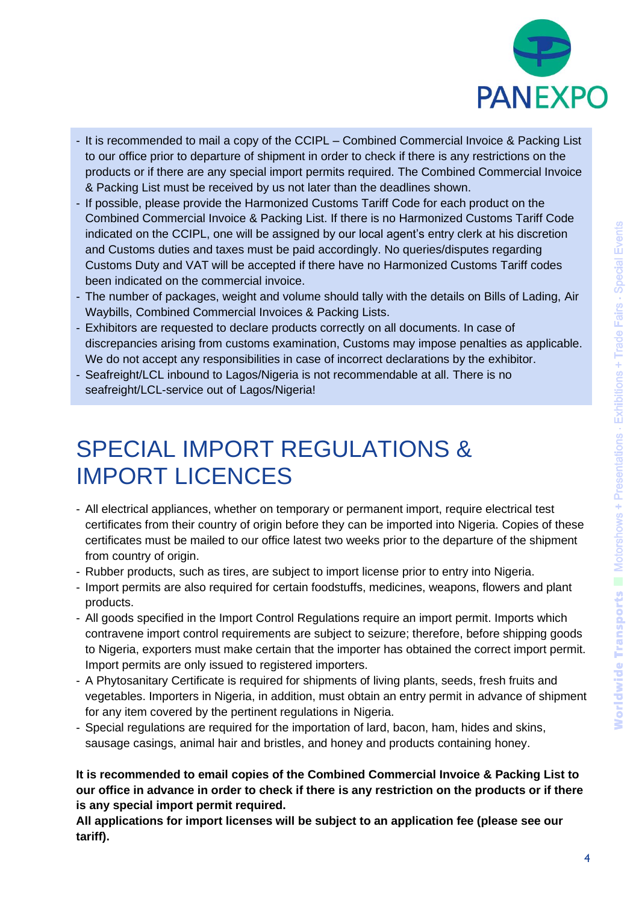- It is recommended to mail a copy of the CCIPL – Combined Commercial Invoice & Packing List to our office prior to departure of shipment in order to check if there is any restrictions on the products or if there are any special import permits required. The Combined Commercial Invoice & Packing List must be received by us not later than the deadlines shown.
- If possible, please provide the Harmonized Customs Tariff Code for each product on the Combined Commercial Invoice & Packing List. If there is no Harmonized Customs Tariff Code indicated on the CCIPL, one will be assigned by our local agent's entry clerk at his discretion and Customs duties and taxes must be paid accordingly. No queries/disputes regarding Customs Duty and VAT will be accepted if there have no Harmonized Customs Tariff codes been indicated on the commercial invoice.
- The number of packages, weight and volume should tally with the details on Bills of Lading, Air Waybills, Combined Commercial Invoices & Packing Lists.
- Exhibitors are requested to declare products correctly on all documents. In case of discrepancies arising from customs examination, Customs may impose penalties as applicable. We do not accept any responsibilities in case of incorrect declarations by the exhibitor.
- Seafreight/LCL inbound to Lagos/Nigeria is not recommendable at all. There is no seafreight/LCL-service out of Lagos/Nigeria!

# SPECIAL IMPORT REGULATIONS & IMPORT LICENCES

- All electrical appliances, whether on temporary or permanent import, require electrical test certificates from their country of origin before they can be imported into Nigeria. Copies of these certificates must be mailed to our office latest two weeks prior to the departure of the shipment from country of origin.
- Rubber products, such as tires, are subject to import license prior to entry into Nigeria.
- Import permits are also required for certain foodstuffs, medicines, weapons, flowers and plant products.
- All goods specified in the Import Control Regulations require an import permit. Imports which contravene import control requirements are subject to seizure; therefore, before shipping goods to Nigeria, exporters must make certain that the importer has obtained the correct import permit. Import permits are only issued to registered importers.
- A Phytosanitary Certificate is required for shipments of living plants, seeds, fresh fruits and vegetables. Importers in Nigeria, in addition, must obtain an entry permit in advance of shipment for any item covered by the pertinent regulations in Nigeria.
- Special regulations are required for the importation of lard, bacon, ham, hides and skins, sausage casings, animal hair and bristles, and honey and products containing honey.

**It is recommended to email copies of the Combined Commercial Invoice & Packing List to our office in advance in order to check if there is any restriction on the products or if there is any special import permit required.**
**All applications for import licenses will be subject to an application fee (please see our tariff).**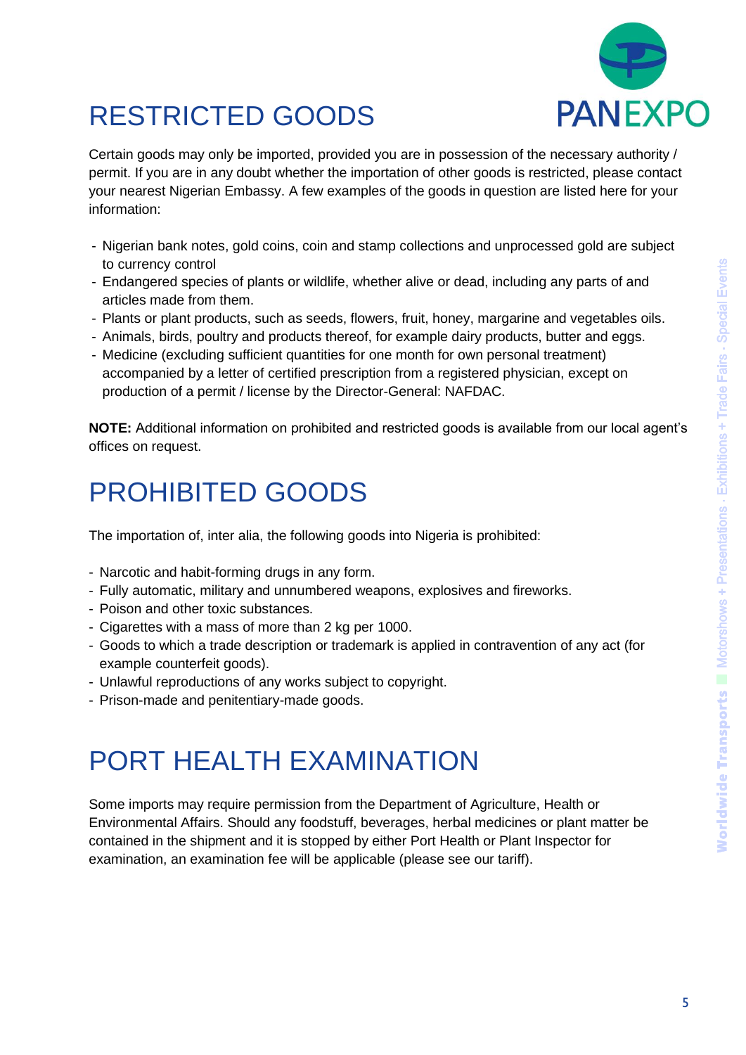# RESTRICTED GOODS

Certain goods may only be imported, provided you are in possession of the necessary authority / permit. If you are in any doubt whether the importation of other goods is restricted, please contact your nearest Nigerian Embassy. A few examples of the goods in question are listed here for your information:

- Nigerian bank notes, gold coins, coin and stamp collections and unprocessed gold are subject to currency control
- Endangered species of plants or wildlife, whether alive or dead, including any parts of and articles made from them.
- Plants or plant products, such as seeds, flowers, fruit, honey, margarine and vegetables oils.
- Animals, birds, poultry and products thereof, for example dairy products, butter and eggs.
- Medicine (excluding sufficient quantities for one month for own personal treatment) accompanied by a letter of certified prescription from a registered physician, except on production of a permit / license by the Director-General: NAFDAC.

**NOTE:** Additional information on prohibited and restricted goods is available from our local agent's offices on request.

# PROHIBITED GOODS

The importation of, inter alia, the following goods into Nigeria is prohibited:

- Narcotic and habit-forming drugs in any form.
- Fully automatic, military and unnumbered weapons, explosives and fireworks.
- Poison and other toxic substances.
- Cigarettes with a mass of more than 2 kg per 1000.
- Goods to which a trade description or trademark is applied in contravention of any act (for example counterfeit goods).
- Unlawful reproductions of any works subject to copyright.
- Prison-made and penitentiary-made goods.

# PORT HEALTH EXAMINATION

Some imports may require permission from the Department of Agriculture, Health or Environmental Affairs. Should any foodstuff, beverages, herbal medicines or plant matter be contained in the shipment and it is stopped by either Port Health or Plant Inspector for examination, an examination fee will be applicable (please see our tariff).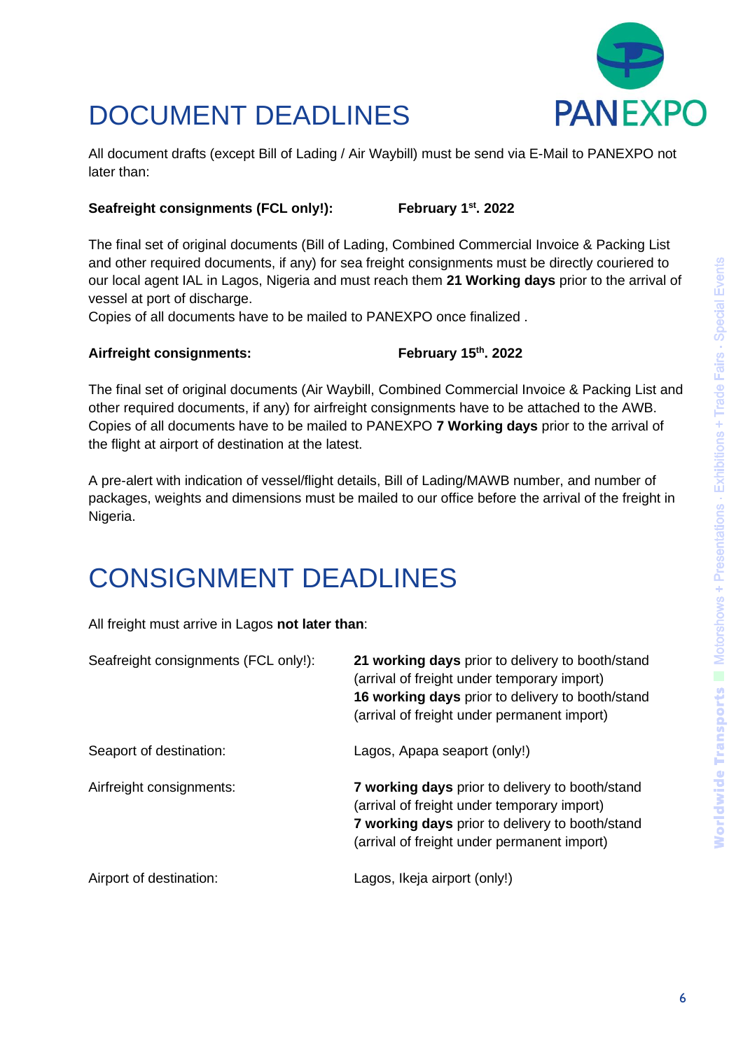# DOCUMENT DEADLINES

All document drafts (except Bill of Lading / Air Waybill) must be send via E-Mail to PANEXPO not later than:

**Seafreight consignments (FCL only!): February 1st. 2022**

The final set of original documents (Bill of Lading, Combined Commercial Invoice & Packing List and other required documents, if any) for sea freight consignments must be directly couriered to our local agent IAL in Lagos, Nigeria and must reach them **21 Working days** prior to the arrival of vessel at port of discharge.
Copies of all documents have to be mailed to PANEXPO once finalized .

**Airfreight consignments: February 15th. 2022**

The final set of original documents (Air Waybill, Combined Commercial Invoice & Packing List and other required documents, if any) for airfreight consignments have to be attached to the AWB. Copies of all documents have to be mailed to PANEXPO **7 Working days** prior to the arrival of the flight at airport of destination at the latest.

A pre-alert with indication of vessel/flight details, Bill of Lading/MAWB number, and number of packages, weights and dimensions must be mailed to our office before the arrival of the freight in Nigeria.

# CONSIGNMENT DEADLINES

All freight must arrive in Lagos **not later than**:

| | |
|---|---|
| Seafreight consignments (FCL only!): | **21 working days** prior to delivery to booth/stand (arrival of freight under temporary import)<br>**16 working days** prior to delivery to booth/stand (arrival of freight under permanent import) |
| Seaport of destination: | Lagos, Apapa seaport (only!) |
| Airfreight consignments: | **7 working days** prior to delivery to booth/stand (arrival of freight under temporary import)<br>**7 working days** prior to delivery to booth/stand (arrival of freight under permanent import) |
| Airport of destination: | Lagos, Ikeja airport (only!) |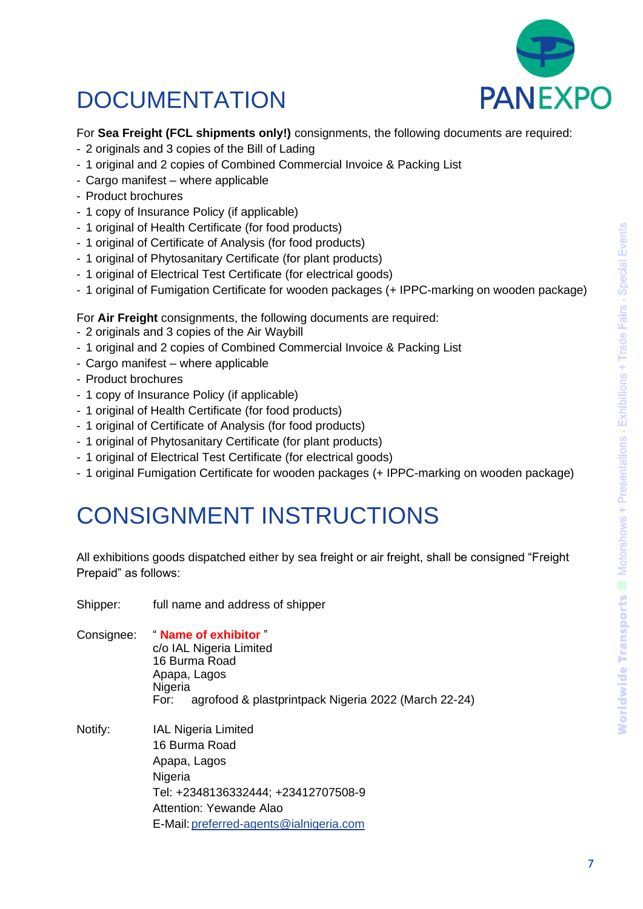# DOCUMENTATION

For **Sea Freight (FCL shipments only!)** consignments, the following documents are required:

- 2 originals and 3 copies of the Bill of Lading
- 1 original and 2 copies of Combined Commercial Invoice & Packing List
- Cargo manifest – where applicable
- Product brochures
- 1 copy of Insurance Policy (if applicable)
- 1 original of Health Certificate (for food products)
- 1 original of Certificate of Analysis (for food products)
- 1 original of Phytosanitary Certificate (for plant products)
- 1 original of Electrical Test Certificate (for electrical goods)
- 1 original of Fumigation Certificate for wooden packages (+ IPPC-marking on wooden package)

For **Air Freight** consignments, the following documents are required:

- 2 originals and 3 copies of the Air Waybill
- 1 original and 2 copies of Combined Commercial Invoice & Packing List
- Cargo manifest – where applicable
- Product brochures
- 1 copy of Insurance Policy (if applicable)
- 1 original of Health Certificate (for food products)
- 1 original of Certificate of Analysis (for food products)
- 1 original of Phytosanitary Certificate (for plant products)
- 1 original of Electrical Test Certificate (for electrical goods)
- 1 original Fumigation Certificate for wooden packages (+ IPPC-marking on wooden package)

# CONSIGNMENT INSTRUCTIONS

All exhibitions goods dispatched either by sea freight or air freight, shall be consigned "Freight Prepaid" as follows:

Shipper: full name and address of shipper

Consignee: " **Name of exhibitor** "
c/o IAL Nigeria Limited
16 Burma Road
Apapa, Lagos
Nigeria
For: agrofood & plastprintpack Nigeria 2022 (March 22-24)

Notify: IAL Nigeria Limited
16 Burma Road
Apapa, Lagos
Nigeria
Tel: +2348136332444; +23412707508-9
Attention: Yewande Alao
E-Mail: preferred-agents@ialnigeria.com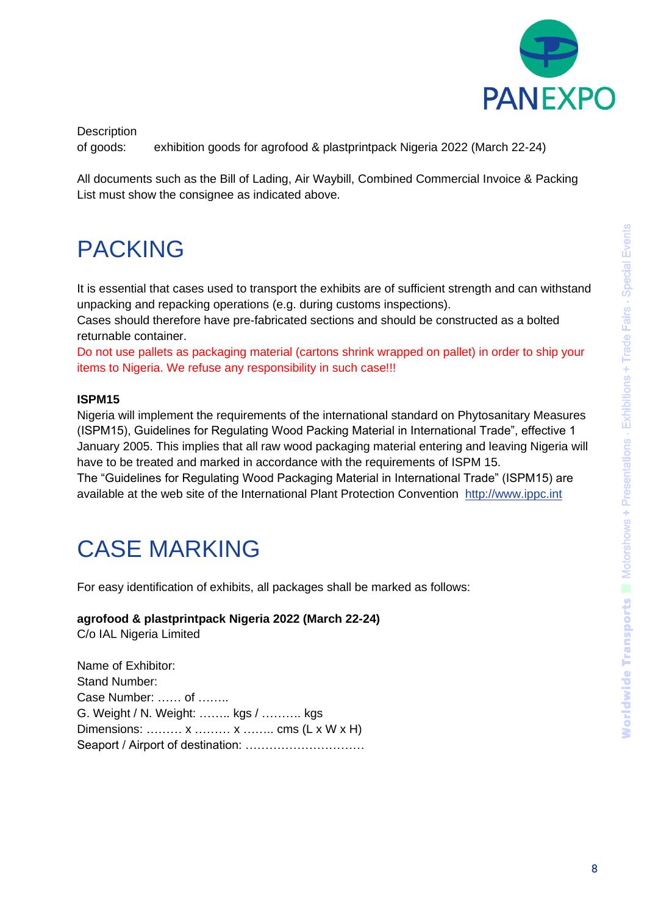Description
of goods: exhibition goods for agrofood & plastprintpack Nigeria 2022 (March 22-24)

All documents such as the Bill of Lading, Air Waybill, Combined Commercial Invoice & Packing List must show the consignee as indicated above.

# PACKING

It is essential that cases used to transport the exhibits are of sufficient strength and can withstand unpacking and repacking operations (e.g. during customs inspections).
Cases should therefore have pre-fabricated sections and should be constructed as a bolted returnable container.
Do not use pallets as packaging material (cartons shrink wrapped on pallet) in order to ship your items to Nigeria. We refuse any responsibility in such case!!!

**ISPM15**
Nigeria will implement the requirements of the international standard on Phytosanitary Measures (ISPM15), Guidelines for Regulating Wood Packing Material in International Trade", effective 1 January 2005. This implies that all raw wood packaging material entering and leaving Nigeria will have to be treated and marked in accordance with the requirements of ISPM 15.
The "Guidelines for Regulating Wood Packaging Material in International Trade" (ISPM15) are available at the web site of the International Plant Protection Convention http://www.ippc.int

# CASE MARKING

For easy identification of exhibits, all packages shall be marked as follows:

**agrofood & plastprintpack Nigeria 2022 (March 22-24)**
C/o IAL Nigeria Limited

Name of Exhibitor:
Stand Number:
Case Number: …… of ……..
G. Weight / N. Weight: …….. kgs / ………. kgs
Dimensions: ……… x ……… x …….. cms (L x W x H)
Seaport / Airport of destination: …………………………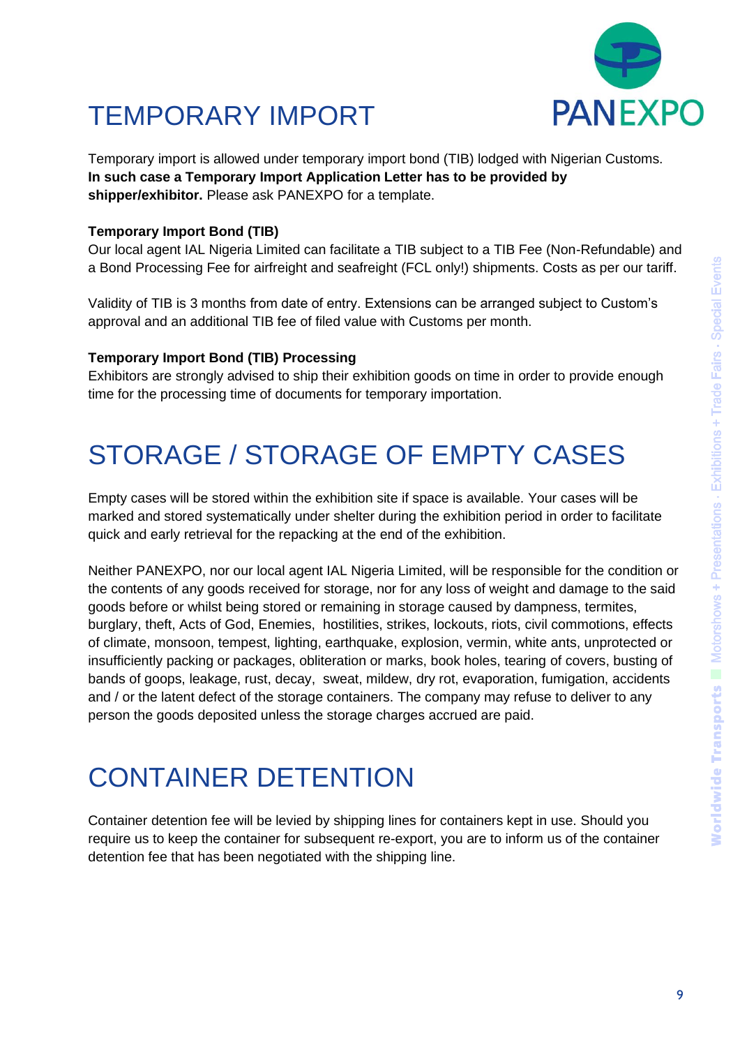# TEMPORARY IMPORT

Temporary import is allowed under temporary import bond (TIB) lodged with Nigerian Customs. **In such case a Temporary Import Application Letter has to be provided by shipper/exhibitor.** Please ask PANEXPO for a template.

**Temporary Import Bond (TIB)**

Our local agent IAL Nigeria Limited can facilitate a TIB subject to a TIB Fee (Non-Refundable) and a Bond Processing Fee for airfreight and seafreight (FCL only!) shipments. Costs as per our tariff.

Validity of TIB is 3 months from date of entry. Extensions can be arranged subject to Custom's approval and an additional TIB fee of filed value with Customs per month.

**Temporary Import Bond (TIB) Processing**

Exhibitors are strongly advised to ship their exhibition goods on time in order to provide enough time for the processing time of documents for temporary importation.

# STORAGE / STORAGE OF EMPTY CASES

Empty cases will be stored within the exhibition site if space is available. Your cases will be marked and stored systematically under shelter during the exhibition period in order to facilitate quick and early retrieval for the repacking at the end of the exhibition.

Neither PANEXPO, nor our local agent IAL Nigeria Limited, will be responsible for the condition or the contents of any goods received for storage, nor for any loss of weight and damage to the said goods before or whilst being stored or remaining in storage caused by dampness, termites, burglary, theft, Acts of God, Enemies, hostilities, strikes, lockouts, riots, civil commotions, effects of climate, monsoon, tempest, lighting, earthquake, explosion, vermin, white ants, unprotected or insufficiently packing or packages, obliteration or marks, book holes, tearing of covers, busting of bands of goops, leakage, rust, decay, sweat, mildew, dry rot, evaporation, fumigation, accidents and / or the latent defect of the storage containers. The company may refuse to deliver to any person the goods deposited unless the storage charges accrued are paid.

# CONTAINER DETENTION

Container detention fee will be levied by shipping lines for containers kept in use. Should you require us to keep the container for subsequent re-export, you are to inform us of the container detention fee that has been negotiated with the shipping line.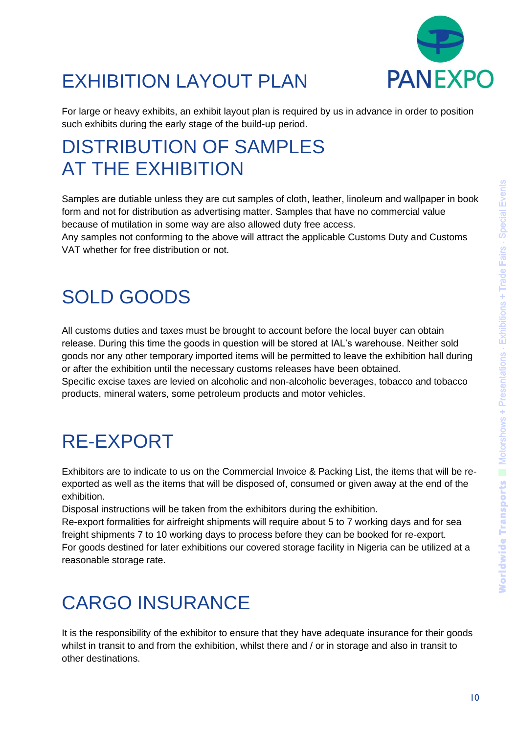# EXHIBITION LAYOUT PLAN

For large or heavy exhibits, an exhibit layout plan is required by us in advance in order to position such exhibits during the early stage of the build-up period.

# DISTRIBUTION OF SAMPLES AT THE EXHIBITION

Samples are dutiable unless they are cut samples of cloth, leather, linoleum and wallpaper in book form and not for distribution as advertising matter. Samples that have no commercial value because of mutilation in some way are also allowed duty free access.
Any samples not conforming to the above will attract the applicable Customs Duty and Customs VAT whether for free distribution or not.

# SOLD GOODS

All customs duties and taxes must be brought to account before the local buyer can obtain release. During this time the goods in question will be stored at IAL's warehouse. Neither sold goods nor any other temporary imported items will be permitted to leave the exhibition hall during or after the exhibition until the necessary customs releases have been obtained.
Specific excise taxes are levied on alcoholic and non-alcoholic beverages, tobacco and tobacco products, mineral waters, some petroleum products and motor vehicles.

# RE-EXPORT

Exhibitors are to indicate to us on the Commercial Invoice & Packing List, the items that will be re-exported as well as the items that will be disposed of, consumed or given away at the end of the exhibition.
Disposal instructions will be taken from the exhibitors during the exhibition.
Re-export formalities for airfreight shipments will require about 5 to 7 working days and for sea freight shipments 7 to 10 working days to process before they can be booked for re-export.
For goods destined for later exhibitions our covered storage facility in Nigeria can be utilized at a reasonable storage rate.

# CARGO INSURANCE

It is the responsibility of the exhibitor to ensure that they have adequate insurance for their goods whilst in transit to and from the exhibition, whilst there and / or in storage and also in transit to other destinations.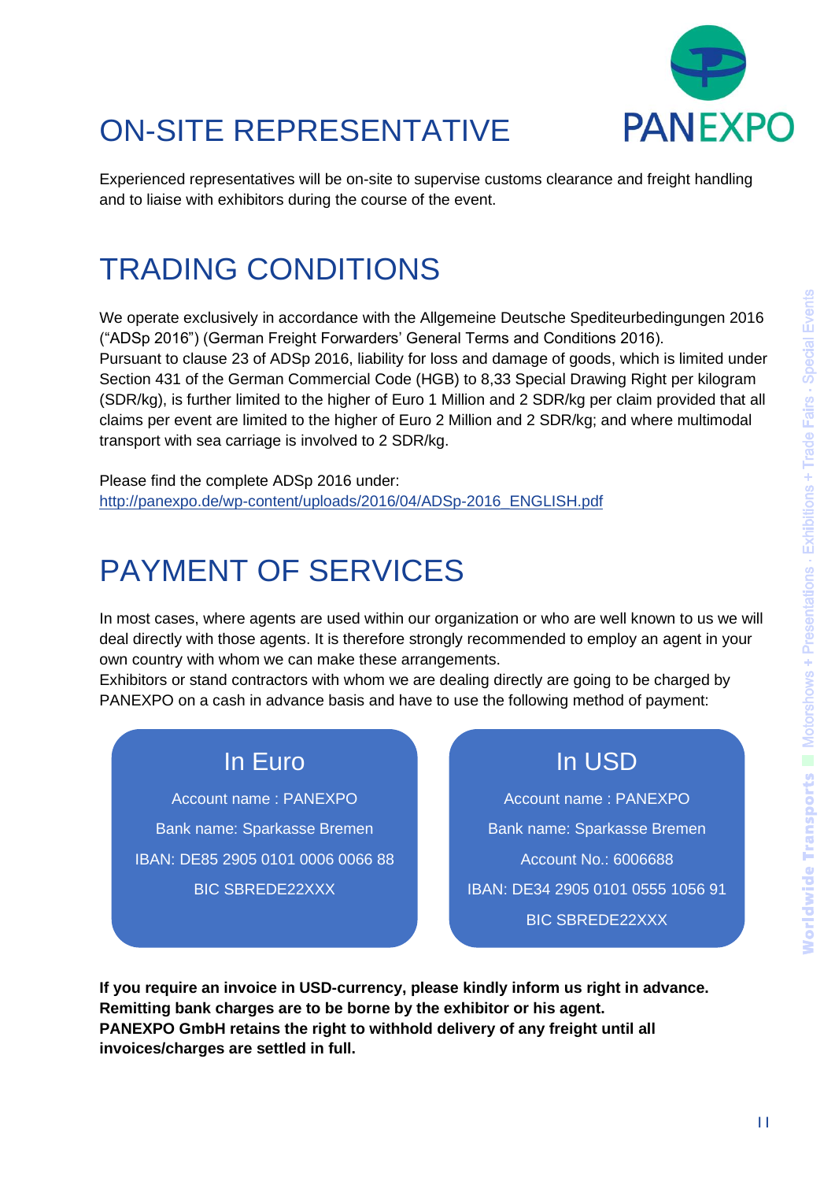# ON-SITE REPRESENTATIVE

Experienced representatives will be on-site to supervise customs clearance and freight handling and to liaise with exhibitors during the course of the event.

# TRADING CONDITIONS

We operate exclusively in accordance with the Allgemeine Deutsche Spediteurbedingungen 2016 ("ADSp 2016") (German Freight Forwarders' General Terms and Conditions 2016).
Pursuant to clause 23 of ADSp 2016, liability for loss and damage of goods, which is limited under Section 431 of the German Commercial Code (HGB) to 8,33 Special Drawing Right per kilogram (SDR/kg), is further limited to the higher of Euro 1 Million and 2 SDR/kg per claim provided that all claims per event are limited to the higher of Euro 2 Million and 2 SDR/kg; and where multimodal transport with sea carriage is involved to 2 SDR/kg.

Please find the complete ADSp 2016 under:
http://panexpo.de/wp-content/uploads/2016/04/ADSp-2016_ENGLISH.pdf

# PAYMENT OF SERVICES

In most cases, where agents are used within our organization or who are well known to us we will deal directly with those agents. It is therefore strongly recommended to employ an agent in your own country with whom we can make these arrangements.
Exhibitors or stand contractors with whom we are dealing directly are going to be charged by PANEXPO on a cash in advance basis and have to use the following method of payment:

**In Euro**

Account name : PANEXPO
Bank name: Sparkasse Bremen
IBAN: DE85 2905 0101 0006 0066 88
BIC SBREDE22XXX

**In USD**

Account name : PANEXPO
Bank name: Sparkasse Bremen
Account No.: 6006688
IBAN: DE34 2905 0101 0555 1056 91
BIC SBREDE22XXX

**If you require an invoice in USD-currency, please kindly inform us right in advance.**
**Remitting bank charges are to be borne by the exhibitor or his agent.**
**PANEXPO GmbH retains the right to withhold delivery of any freight until all invoices/charges are settled in full.**